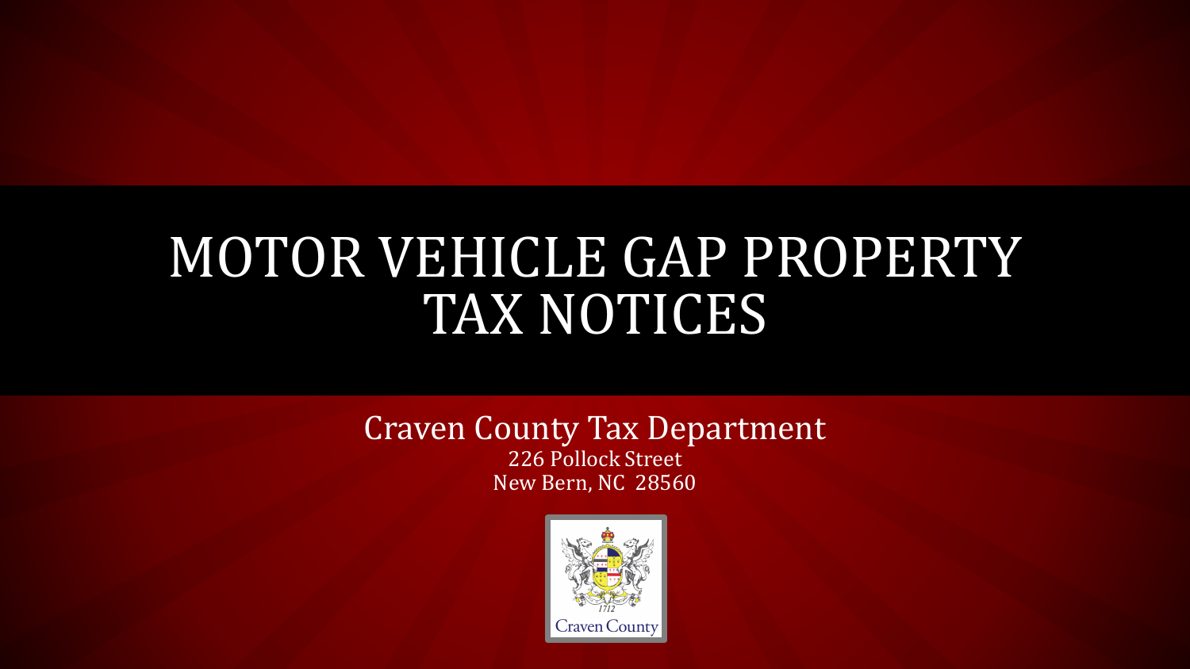# MOTOR VEHICLE GAP PROPERTY TAX NOTICES

Craven County Tax Department

226 Pollock Street

New Bern, NC 28560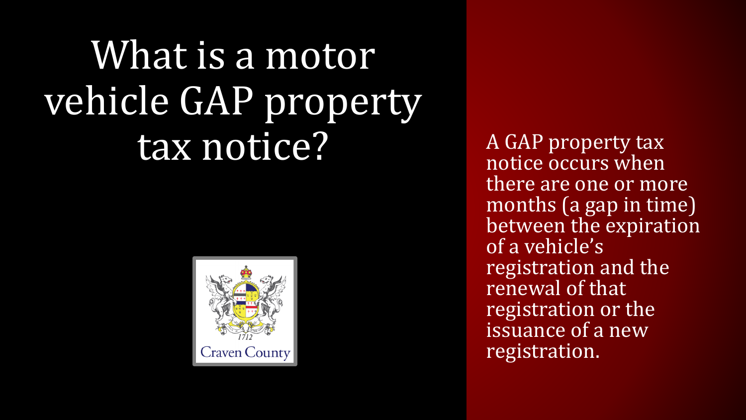# What is a motor vehicle GAP property tax notice?

A GAP property tax notice occurs when there are one or more months (a gap in time) between the expiration of a vehicle's registration and the renewal of that registration or the issuance of a new registration.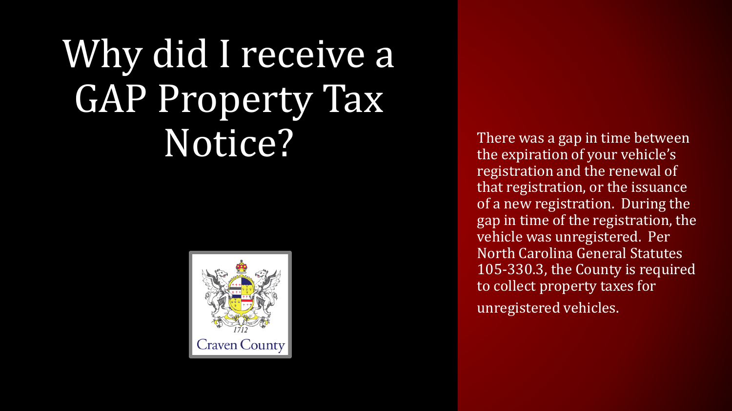# Why did I receive a GAP Property Tax Notice?

There was a gap in time between the expiration of your vehicle's registration and the renewal of that registration, or the issuance of a new registration. During the gap in time of the registration, the vehicle was unregistered. Per North Carolina General Statutes 105-330.3, the County is required to collect property taxes for unregistered vehicles.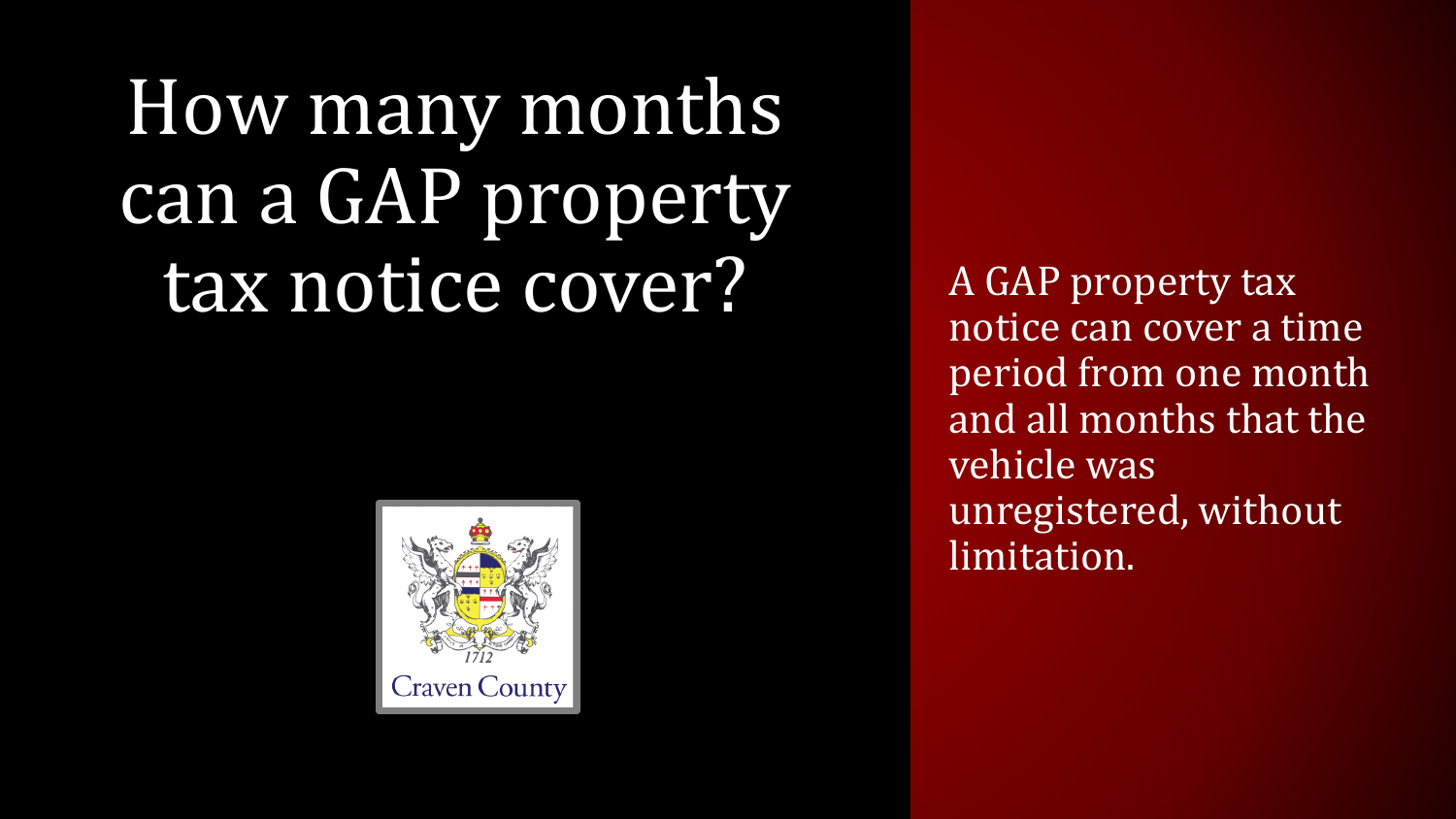# How many months can a GAP property tax notice cover?

A GAP property tax notice can cover a time period from one month and all months that the vehicle was unregistered, without limitation.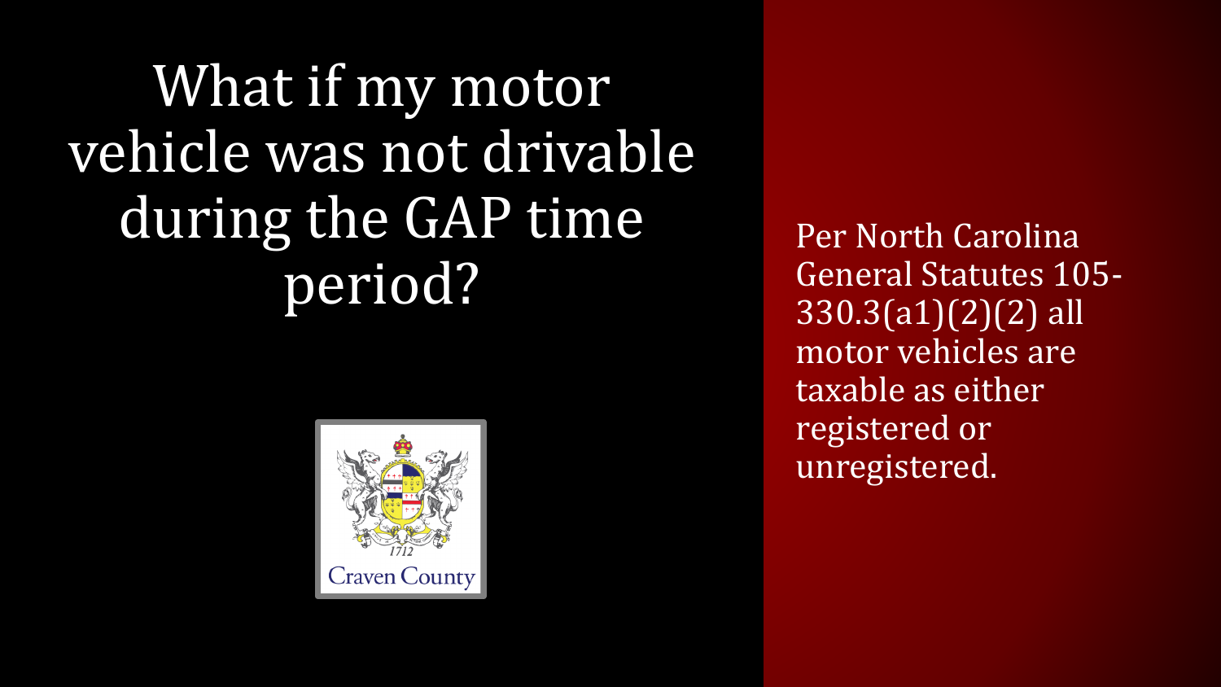# What if my motor vehicle was not drivable during the GAP time period?

Per North Carolina General Statutes 105-330.3(a1)(2)(2) all motor vehicles are taxable as either registered or unregistered.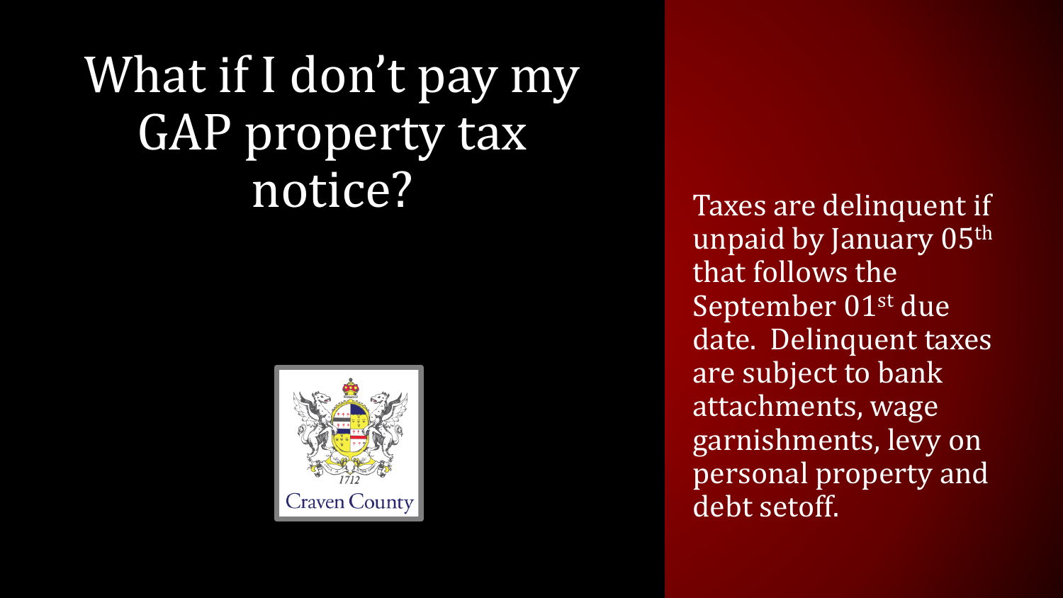# What if I don't pay my GAP property tax notice?

Craven County

1712

Taxes are delinquent if unpaid by January 05th that follows the September 01st due date. Delinquent taxes are subject to bank attachments, wage garnishments, levy on personal property and debt setoff.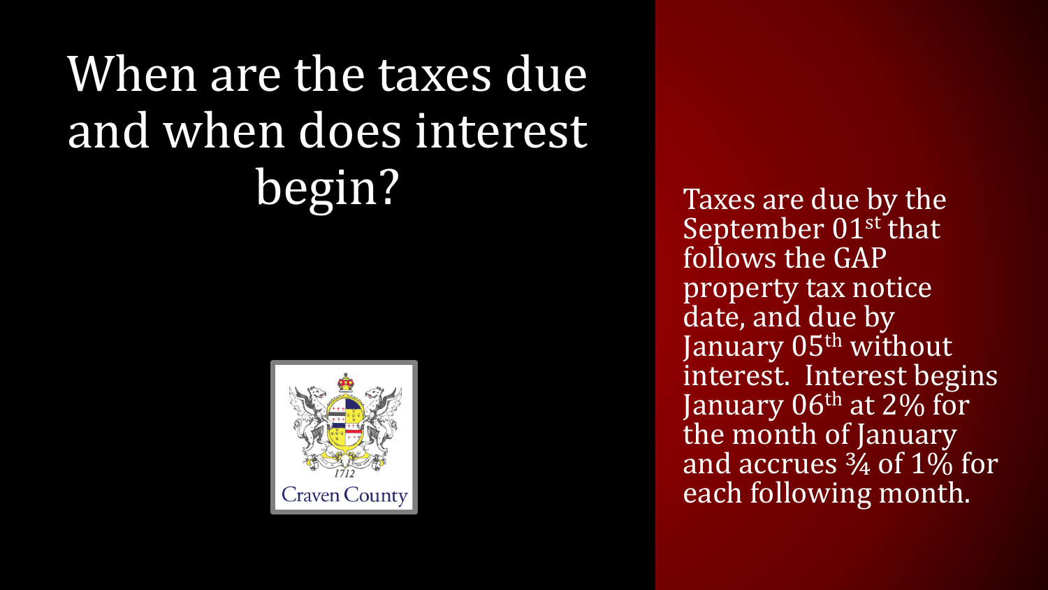# When are the taxes due and when does interest begin?

Taxes are due by the September 01st that follows the GAP property tax notice date, and due by January 05th without interest. Interest begins January 06th at 2% for the month of January and accrues ¾ of 1% for each following month.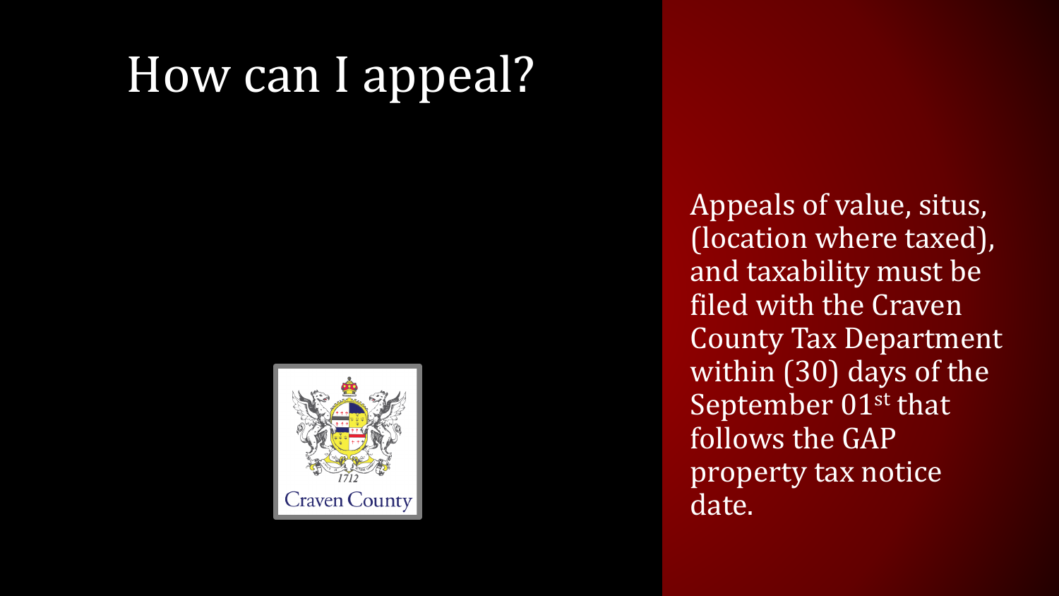# How can I appeal?

Appeals of value, situs, (location where taxed), and taxability must be filed with the Craven County Tax Department within (30) days of the September 01st that follows the GAP property tax notice date.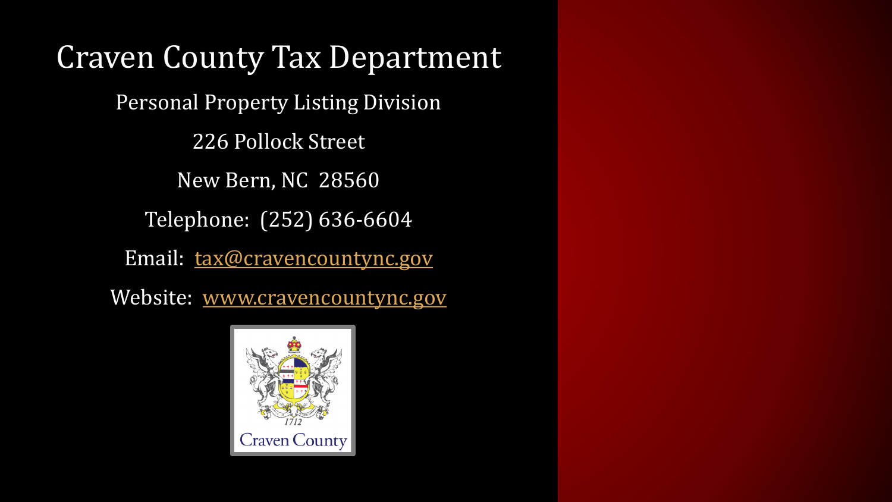# Craven County Tax Department

Personal Property Listing Division

226 Pollock Street

New Bern, NC  28560

Telephone:  (252) 636-6604

Email:  tax@cravencountync.gov

Website:  www.cravencountync.gov

1712

Craven County